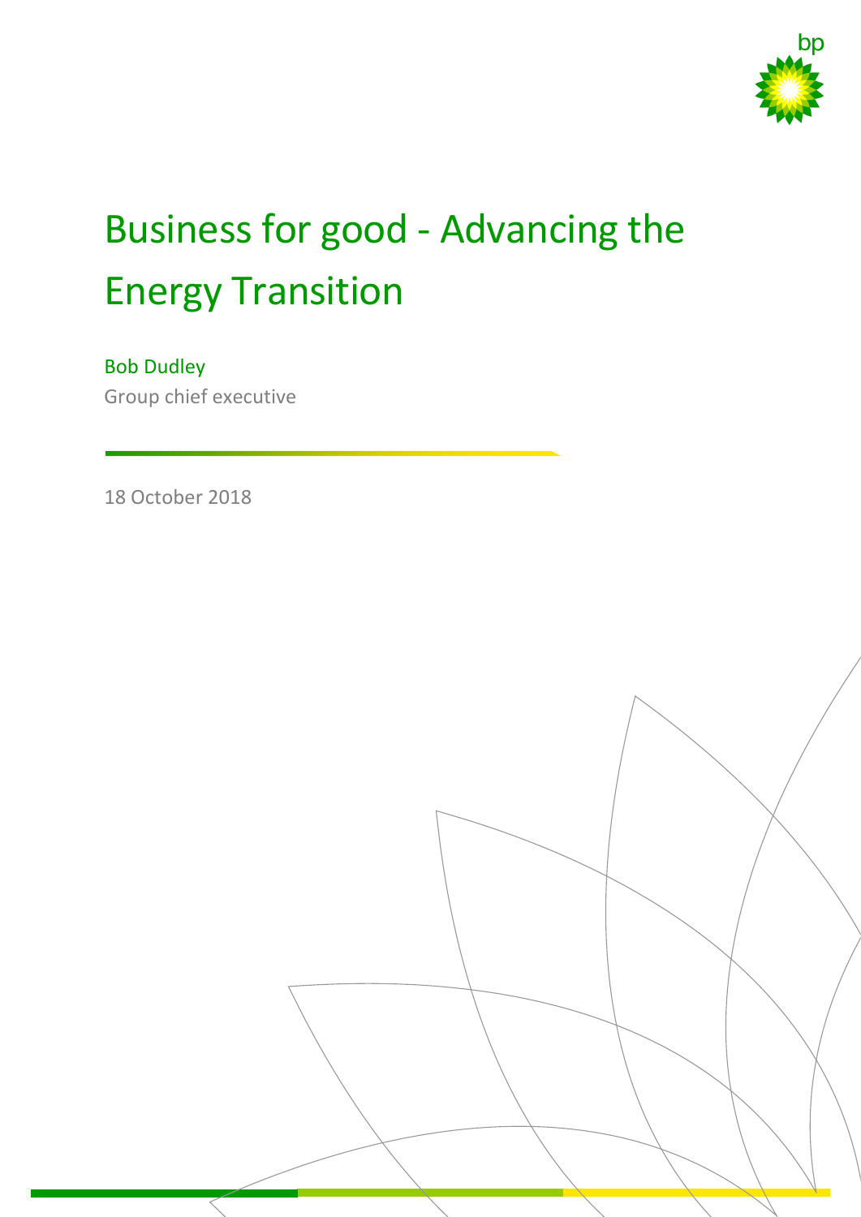# Business for good - Advancing the Energy Transition

Bob Dudley

Group chief executive

18 October 2018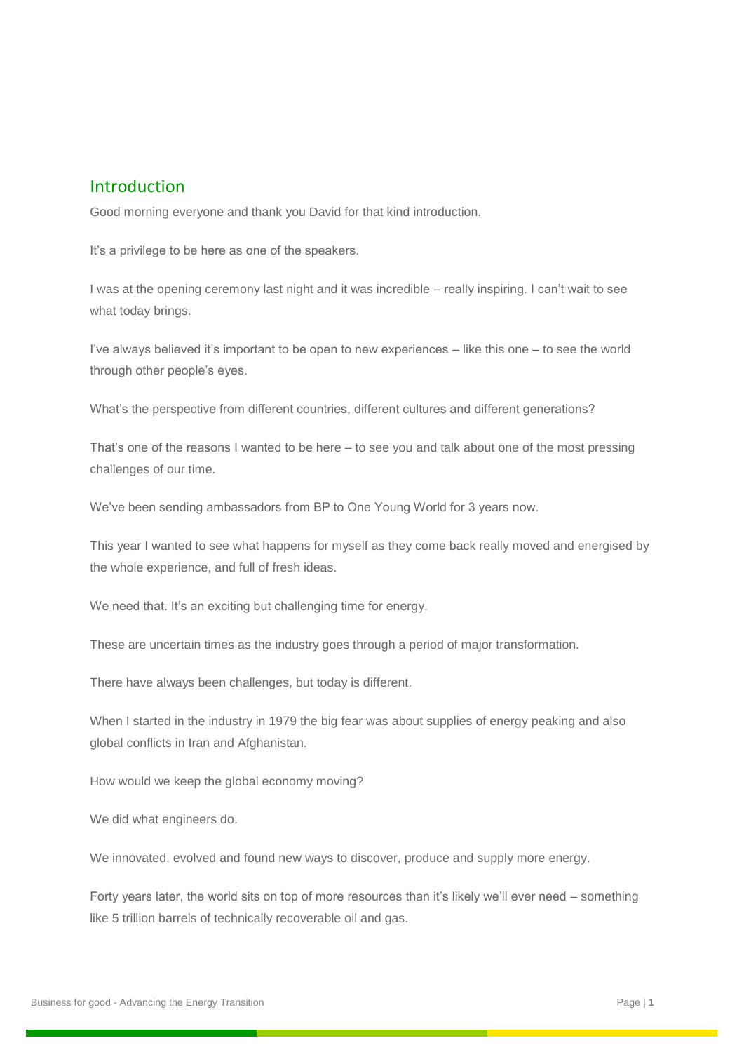## Introduction

Good morning everyone and thank you David for that kind introduction.

It's a privilege to be here as one of the speakers.

I was at the opening ceremony last night and it was incredible – really inspiring. I can't wait to see what today brings.

I've always believed it's important to be open to new experiences – like this one – to see the world through other people's eyes.

What's the perspective from different countries, different cultures and different generations?

That's one of the reasons I wanted to be here – to see you and talk about one of the most pressing challenges of our time.

We've been sending ambassadors from BP to One Young World for 3 years now.

This year I wanted to see what happens for myself as they come back really moved and energised by the whole experience, and full of fresh ideas.

We need that. It's an exciting but challenging time for energy.

These are uncertain times as the industry goes through a period of major transformation.

There have always been challenges, but today is different.

When I started in the industry in 1979 the big fear was about supplies of energy peaking and also global conflicts in Iran and Afghanistan.

How would we keep the global economy moving?

We did what engineers do.

We innovated, evolved and found new ways to discover, produce and supply more energy.

Forty years later, the world sits on top of more resources than it's likely we'll ever need – something like 5 trillion barrels of technically recoverable oil and gas.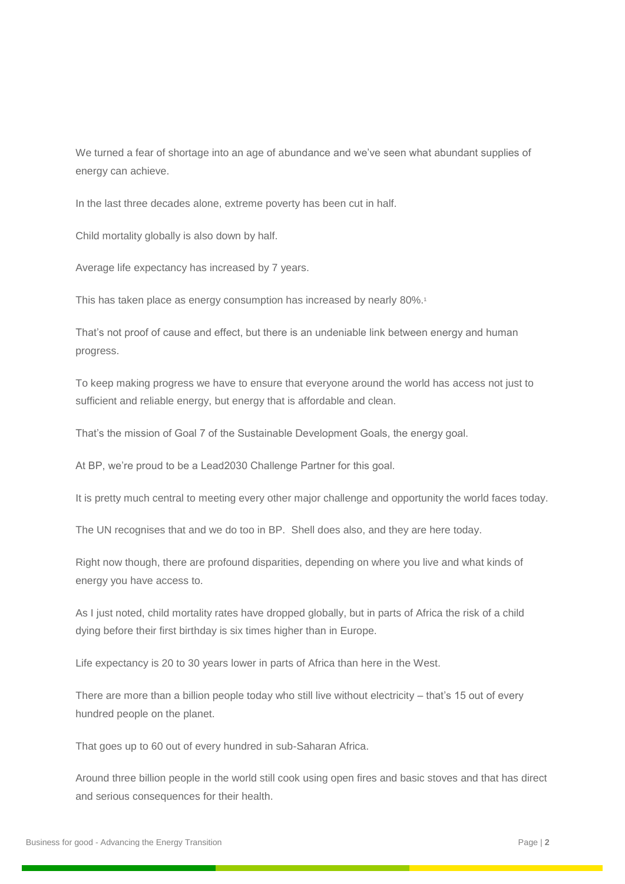We turned a fear of shortage into an age of abundance and we've seen what abundant supplies of energy can achieve.

In the last three decades alone, extreme poverty has been cut in half.

Child mortality globally is also down by half.

Average life expectancy has increased by 7 years.

This has taken place as energy consumption has increased by nearly 80%.[1]

That's not proof of cause and effect, but there is an undeniable link between energy and human progress.

To keep making progress we have to ensure that everyone around the world has access not just to sufficient and reliable energy, but energy that is affordable and clean.

That's the mission of Goal 7 of the Sustainable Development Goals, the energy goal.

At BP, we're proud to be a Lead2030 Challenge Partner for this goal.

It is pretty much central to meeting every other major challenge and opportunity the world faces today.

The UN recognises that and we do too in BP. Shell does also, and they are here today.

Right now though, there are profound disparities, depending on where you live and what kinds of energy you have access to.

As I just noted, child mortality rates have dropped globally, but in parts of Africa the risk of a child dying before their first birthday is six times higher than in Europe.

Life expectancy is 20 to 30 years lower in parts of Africa than here in the West.

There are more than a billion people today who still live without electricity – that's 15 out of every hundred people on the planet.

That goes up to 60 out of every hundred in sub-Saharan Africa.

Around three billion people in the world still cook using open fires and basic stoves and that has direct and serious consequences for their health.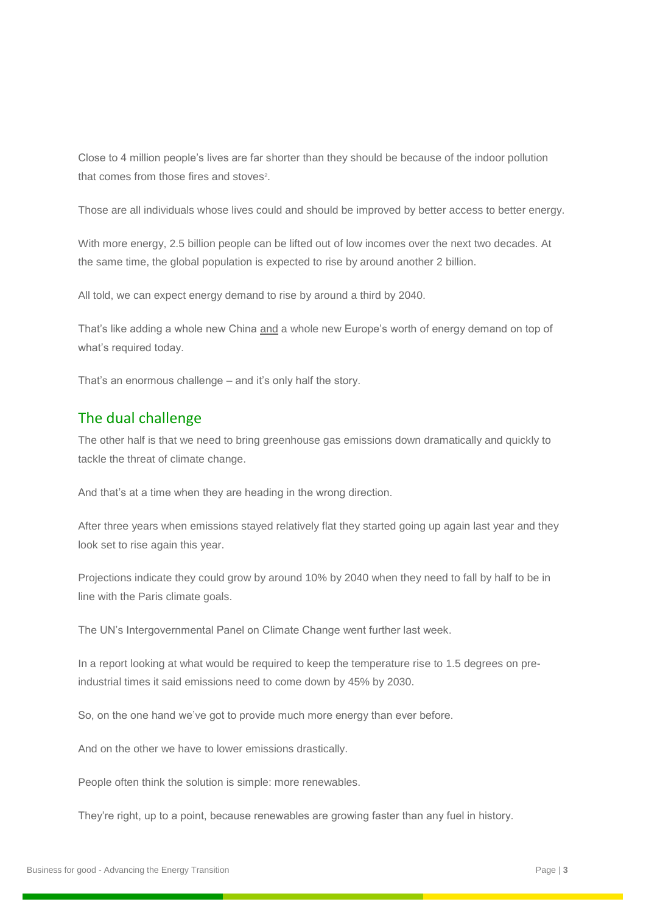Close to 4 million people's lives are far shorter than they should be because of the indoor pollution that comes from those fires and stoves[2].

Those are all individuals whose lives could and should be improved by better access to better energy.

With more energy, 2.5 billion people can be lifted out of low incomes over the next two decades. At the same time, the global population is expected to rise by around another 2 billion.

All told, we can expect energy demand to rise by around a third by 2040.

That's like adding a whole new China <u>and</u> a whole new Europe's worth of energy demand on top of what's required today.

That's an enormous challenge – and it's only half the story.

## The dual challenge

The other half is that we need to bring greenhouse gas emissions down dramatically and quickly to tackle the threat of climate change.

And that's at a time when they are heading in the wrong direction.

After three years when emissions stayed relatively flat they started going up again last year and they look set to rise again this year.

Projections indicate they could grow by around 10% by 2040 when they need to fall by half to be in line with the Paris climate goals.

The UN's Intergovernmental Panel on Climate Change went further last week.

In a report looking at what would be required to keep the temperature rise to 1.5 degrees on pre-industrial times it said emissions need to come down by 45% by 2030.

So, on the one hand we've got to provide much more energy than ever before.

And on the other we have to lower emissions drastically.

People often think the solution is simple: more renewables.

They're right, up to a point, because renewables are growing faster than any fuel in history.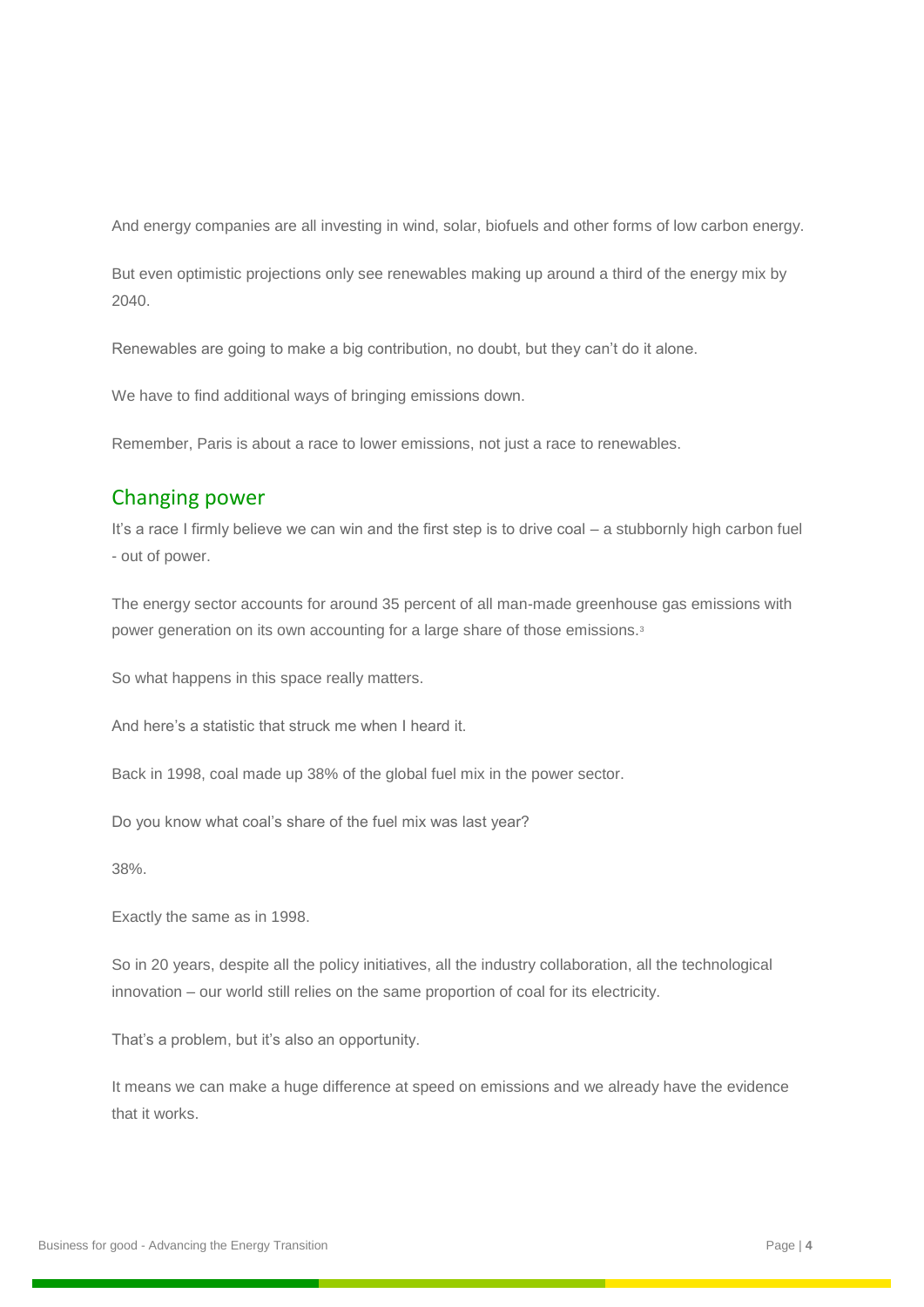And energy companies are all investing in wind, solar, biofuels and other forms of low carbon energy.

But even optimistic projections only see renewables making up around a third of the energy mix by 2040.

Renewables are going to make a big contribution, no doubt, but they can't do it alone.

We have to find additional ways of bringing emissions down.

Remember, Paris is about a race to lower emissions, not just a race to renewables.

## Changing power

It's a race I firmly believe we can win and the first step is to drive coal – a stubbornly high carbon fuel - out of power.

The energy sector accounts for around 35 percent of all man-made greenhouse gas emissions with power generation on its own accounting for a large share of those emissions.[3]

So what happens in this space really matters.

And here's a statistic that struck me when I heard it.

Back in 1998, coal made up 38% of the global fuel mix in the power sector.

Do you know what coal's share of the fuel mix was last year?

38%.

Exactly the same as in 1998.

So in 20 years, despite all the policy initiatives, all the industry collaboration, all the technological innovation – our world still relies on the same proportion of coal for its electricity.

That's a problem, but it's also an opportunity.

It means we can make a huge difference at speed on emissions and we already have the evidence that it works.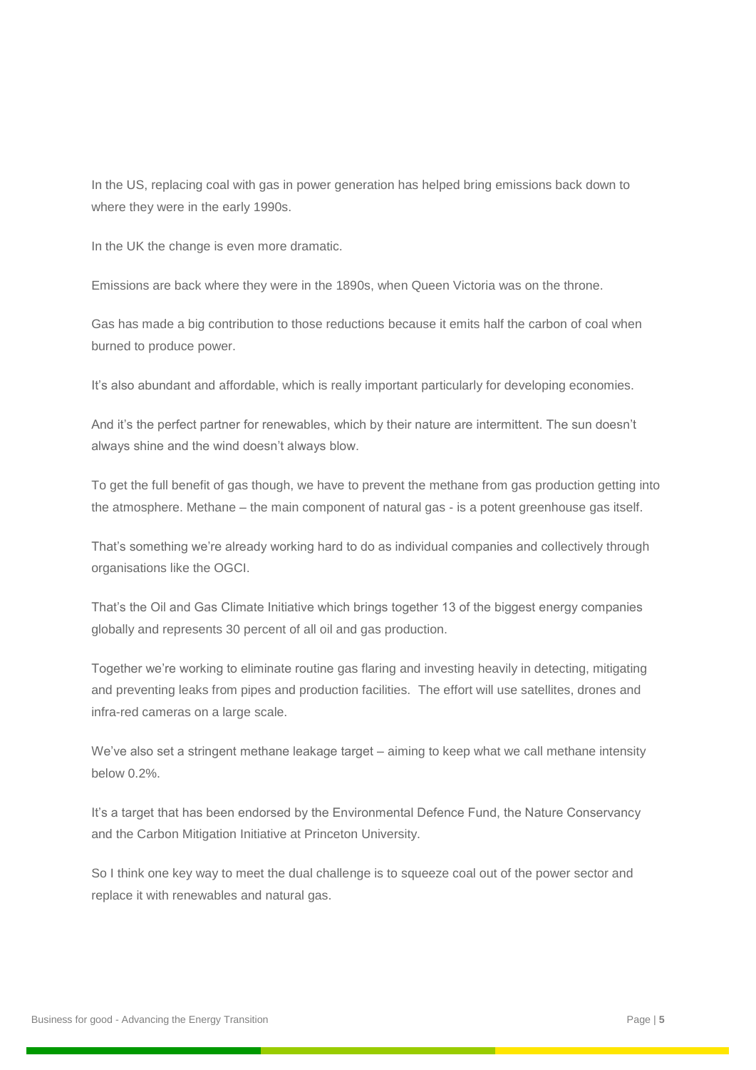In the US, replacing coal with gas in power generation has helped bring emissions back down to where they were in the early 1990s.

In the UK the change is even more dramatic.

Emissions are back where they were in the 1890s, when Queen Victoria was on the throne.

Gas has made a big contribution to those reductions because it emits half the carbon of coal when burned to produce power.

It's also abundant and affordable, which is really important particularly for developing economies.

And it's the perfect partner for renewables, which by their nature are intermittent. The sun doesn't always shine and the wind doesn't always blow.

To get the full benefit of gas though, we have to prevent the methane from gas production getting into the atmosphere. Methane – the main component of natural gas - is a potent greenhouse gas itself.

That's something we're already working hard to do as individual companies and collectively through organisations like the OGCI.

That's the Oil and Gas Climate Initiative which brings together 13 of the biggest energy companies globally and represents 30 percent of all oil and gas production.

Together we're working to eliminate routine gas flaring and investing heavily in detecting, mitigating and preventing leaks from pipes and production facilities. The effort will use satellites, drones and infra-red cameras on a large scale.

We've also set a stringent methane leakage target – aiming to keep what we call methane intensity below 0.2%.

It's a target that has been endorsed by the Environmental Defence Fund, the Nature Conservancy and the Carbon Mitigation Initiative at Princeton University.

So I think one key way to meet the dual challenge is to squeeze coal out of the power sector and replace it with renewables and natural gas.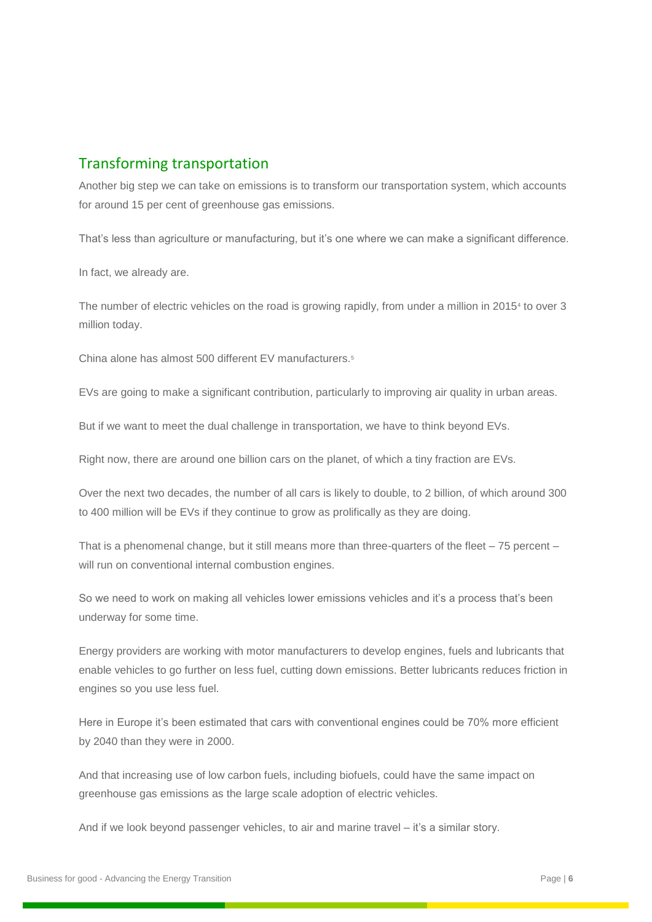## Transforming transportation

Another big step we can take on emissions is to transform our transportation system, which accounts for around 15 per cent of greenhouse gas emissions.

That's less than agriculture or manufacturing, but it's one where we can make a significant difference.

In fact, we already are.

The number of electric vehicles on the road is growing rapidly, from under a million in 2015[4] to over 3 million today.

China alone has almost 500 different EV manufacturers.[5]

EVs are going to make a significant contribution, particularly to improving air quality in urban areas.

But if we want to meet the dual challenge in transportation, we have to think beyond EVs.

Right now, there are around one billion cars on the planet, of which a tiny fraction are EVs.

Over the next two decades, the number of all cars is likely to double, to 2 billion, of which around 300 to 400 million will be EVs if they continue to grow as prolifically as they are doing.

That is a phenomenal change, but it still means more than three-quarters of the fleet – 75 percent – will run on conventional internal combustion engines.

So we need to work on making all vehicles lower emissions vehicles and it's a process that's been underway for some time.

Energy providers are working with motor manufacturers to develop engines, fuels and lubricants that enable vehicles to go further on less fuel, cutting down emissions. Better lubricants reduces friction in engines so you use less fuel.

Here in Europe it's been estimated that cars with conventional engines could be 70% more efficient by 2040 than they were in 2000.

And that increasing use of low carbon fuels, including biofuels, could have the same impact on greenhouse gas emissions as the large scale adoption of electric vehicles.

And if we look beyond passenger vehicles, to air and marine travel – it's a similar story.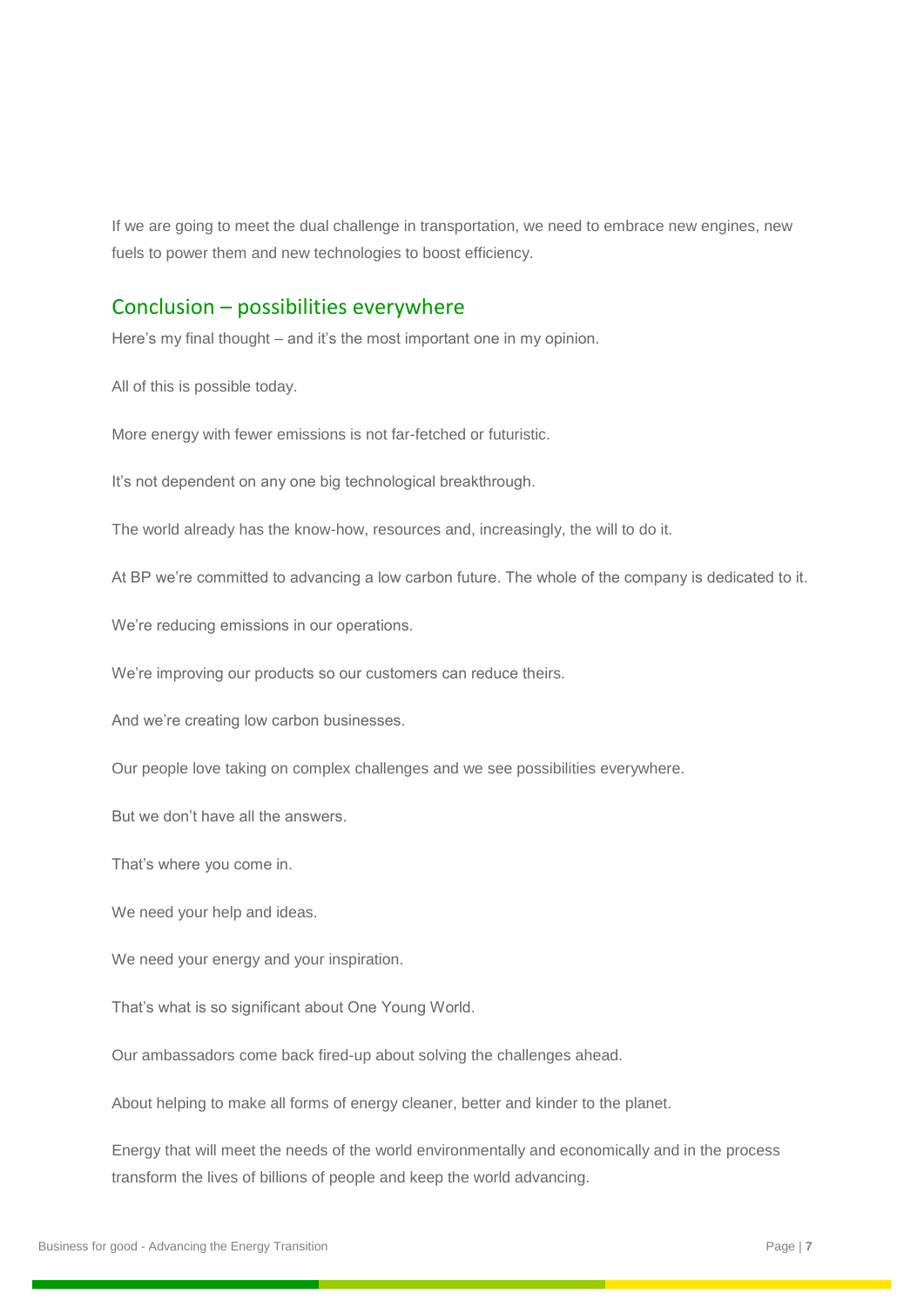If we are going to meet the dual challenge in transportation, we need to embrace new engines, new fuels to power them and new technologies to boost efficiency.

## Conclusion – possibilities everywhere

Here's my final thought – and it's the most important one in my opinion.

All of this is possible today.

More energy with fewer emissions is not far-fetched or futuristic.

It's not dependent on any one big technological breakthrough.

The world already has the know-how, resources and, increasingly, the will to do it.

At BP we're committed to advancing a low carbon future. The whole of the company is dedicated to it.

We're reducing emissions in our operations.

We're improving our products so our customers can reduce theirs.

And we're creating low carbon businesses.

Our people love taking on complex challenges and we see possibilities everywhere.

But we don't have all the answers.

That's where you come in.

We need your help and ideas.

We need your energy and your inspiration.

That's what is so significant about One Young World.

Our ambassadors come back fired-up about solving the challenges ahead.

About helping to make all forms of energy cleaner, better and kinder to the planet.

Energy that will meet the needs of the world environmentally and economically and in the process transform the lives of billions of people and keep the world advancing.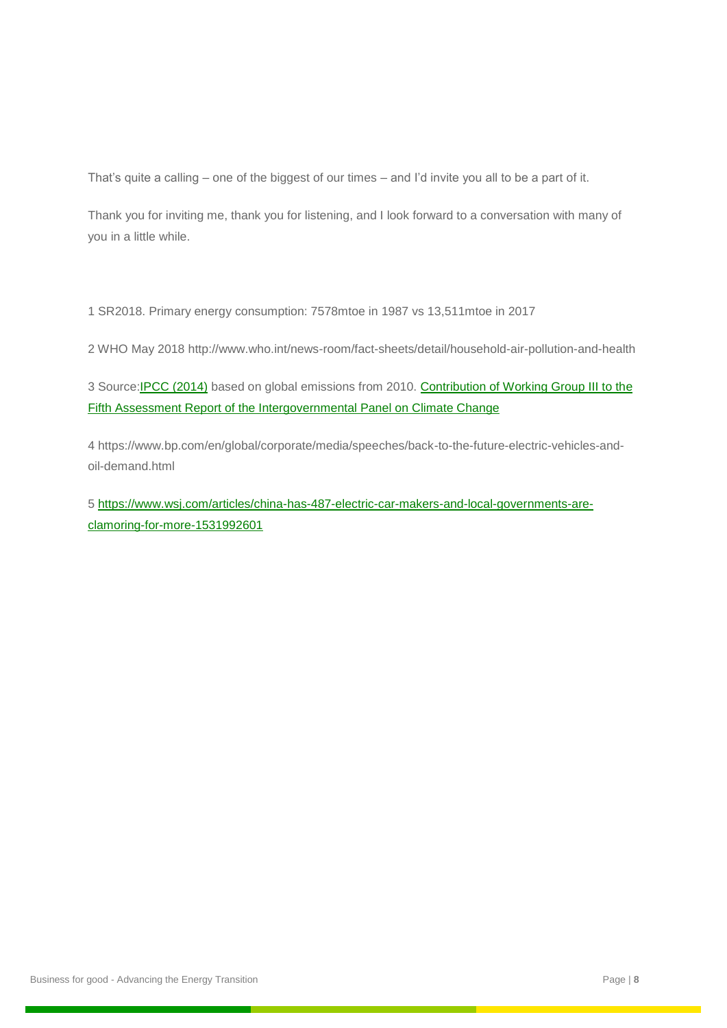That's quite a calling – one of the biggest of our times – and I'd invite you all to be a part of it.

Thank you for inviting me, thank you for listening, and I look forward to a conversation with many of you in a little while.

1 SR2018. Primary energy consumption: 7578mtoe in 1987 vs 13,511mtoe in 2017

2 WHO May 2018 http://www.who.int/news-room/fact-sheets/detail/household-air-pollution-and-health

3 Source:IPCC (2014) based on global emissions from 2010. Contribution of Working Group III to the Fifth Assessment Report of the Intergovernmental Panel on Climate Change

4 https://www.bp.com/en/global/corporate/media/speeches/back-to-the-future-electric-vehicles-and-oil-demand.html

5 https://www.wsj.com/articles/china-has-487-electric-car-makers-and-local-governments-are-clamoring-for-more-1531992601